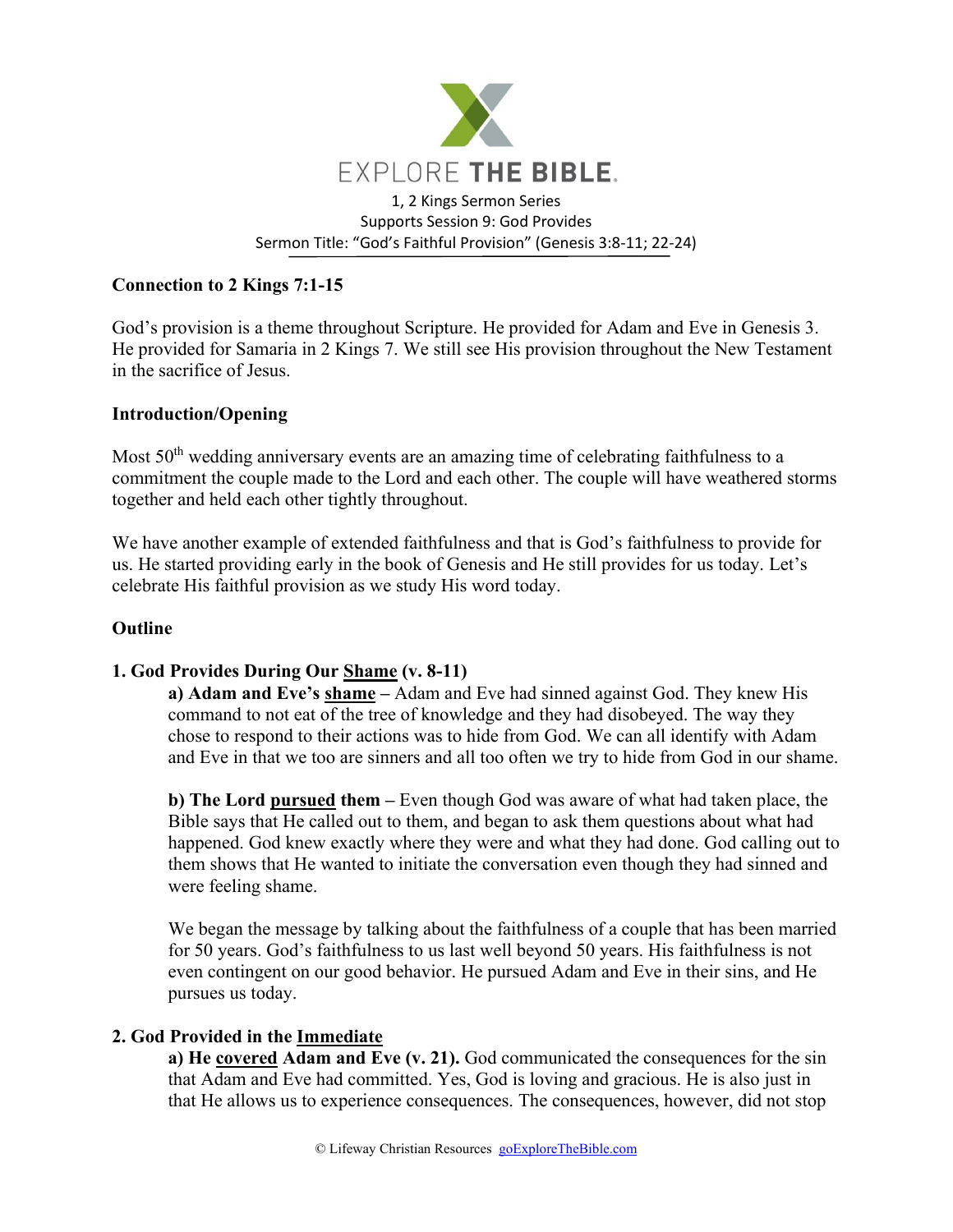EXPLORE THE BIBLE.

1, 2 Kings Sermon Series
Supports Session 9: God Provides
Sermon Title: "God's Faithful Provision" (Genesis 3:8-11; 22-24)

**Connection to 2 Kings 7:1-15**

God's provision is a theme throughout Scripture. He provided for Adam and Eve in Genesis 3. He provided for Samaria in 2 Kings 7. We still see His provision throughout the New Testament in the sacrifice of Jesus.

**Introduction/Opening**

Most 50th wedding anniversary events are an amazing time of celebrating faithfulness to a commitment the couple made to the Lord and each other. The couple will have weathered storms together and held each other tightly throughout.

We have another example of extended faithfulness and that is God's faithfulness to provide for us. He started providing early in the book of Genesis and He still provides for us today. Let's celebrate His faithful provision as we study His word today.

**Outline**

**1. God Provides During Our Shame (v. 8-11)**

**a) Adam and Eve's shame –** Adam and Eve had sinned against God. They knew His command to not eat of the tree of knowledge and they had disobeyed. The way they chose to respond to their actions was to hide from God. We can all identify with Adam and Eve in that we too are sinners and all too often we try to hide from God in our shame.

**b) The Lord pursued them –** Even though God was aware of what had taken place, the Bible says that He called out to them, and began to ask them questions about what had happened. God knew exactly where they were and what they had done. God calling out to them shows that He wanted to initiate the conversation even though they had sinned and were feeling shame.

We began the message by talking about the faithfulness of a couple that has been married for 50 years. God's faithfulness to us last well beyond 50 years. His faithfulness is not even contingent on our good behavior. He pursued Adam and Eve in their sins, and He pursues us today.

**2. God Provided in the Immediate**

**a) He covered Adam and Eve (v. 21).** God communicated the consequences for the sin that Adam and Eve had committed. Yes, God is loving and gracious. He is also just in that He allows us to experience consequences. The consequences, however, did not stop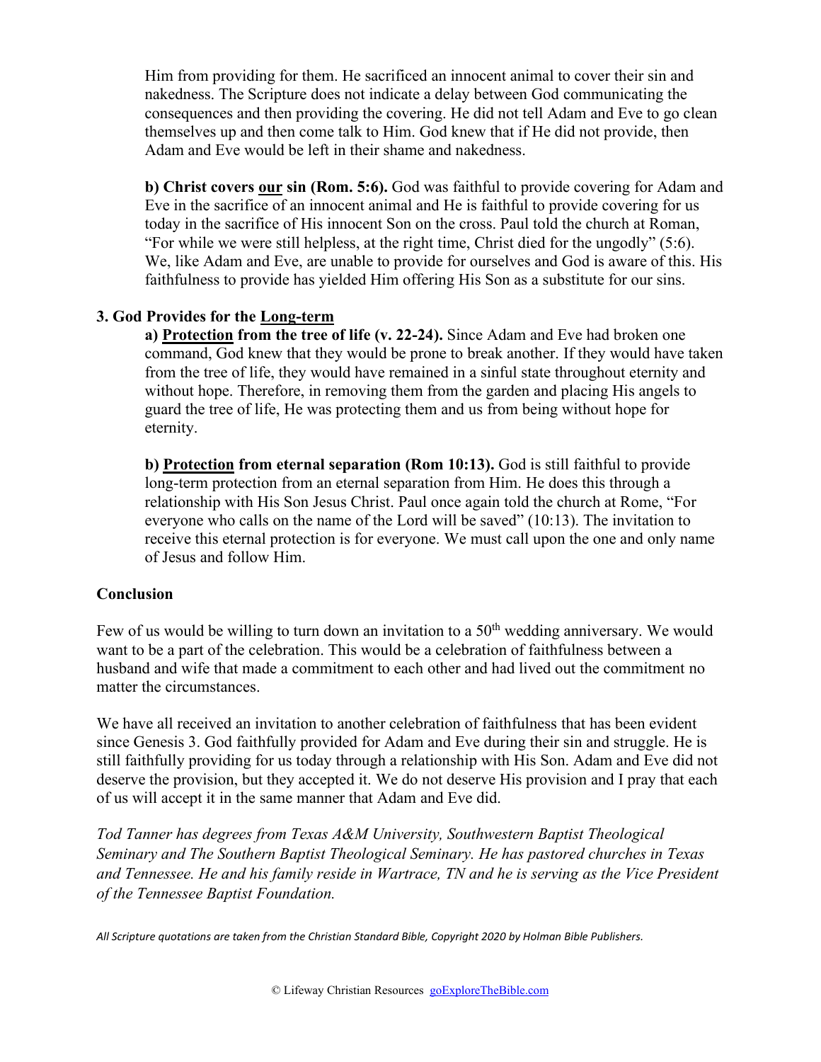Him from providing for them. He sacrificed an innocent animal to cover their sin and nakedness. The Scripture does not indicate a delay between God communicating the consequences and then providing the covering. He did not tell Adam and Eve to go clean themselves up and then come talk to Him. God knew that if He did not provide, then Adam and Eve would be left in their shame and nakedness.

**b) Christ covers <u>our</u> sin (Rom. 5:6).** God was faithful to provide covering for Adam and Eve in the sacrifice of an innocent animal and He is faithful to provide covering for us today in the sacrifice of His innocent Son on the cross. Paul told the church at Roman, "For while we were still helpless, at the right time, Christ died for the ungodly" (5:6). We, like Adam and Eve, are unable to provide for ourselves and God is aware of this. His faithfulness to provide has yielded Him offering His Son as a substitute for our sins.

**3. God Provides for the <u>Long-term</u>**

**a) <u>Protection</u> from the tree of life (v. 22-24).** Since Adam and Eve had broken one command, God knew that they would be prone to break another. If they would have taken from the tree of life, they would have remained in a sinful state throughout eternity and without hope. Therefore, in removing them from the garden and placing His angels to guard the tree of life, He was protecting them and us from being without hope for eternity.

**b) <u>Protection</u> from eternal separation (Rom 10:13).** God is still faithful to provide long-term protection from an eternal separation from Him. He does this through a relationship with His Son Jesus Christ. Paul once again told the church at Rome, "For everyone who calls on the name of the Lord will be saved" (10:13). The invitation to receive this eternal protection is for everyone. We must call upon the one and only name of Jesus and follow Him.

**Conclusion**

Few of us would be willing to turn down an invitation to a 50th wedding anniversary. We would want to be a part of the celebration. This would be a celebration of faithfulness between a husband and wife that made a commitment to each other and had lived out the commitment no matter the circumstances.

We have all received an invitation to another celebration of faithfulness that has been evident since Genesis 3. God faithfully provided for Adam and Eve during their sin and struggle. He is still faithfully providing for us today through a relationship with His Son. Adam and Eve did not deserve the provision, but they accepted it. We do not deserve His provision and I pray that each of us will accept it in the same manner that Adam and Eve did.

*Tod Tanner has degrees from Texas A&M University, Southwestern Baptist Theological Seminary and The Southern Baptist Theological Seminary. He has pastored churches in Texas and Tennessee. He and his family reside in Wartrace, TN and he is serving as the Vice President of the Tennessee Baptist Foundation.*

*All Scripture quotations are taken from the Christian Standard Bible, Copyright 2020 by Holman Bible Publishers.*

© Lifeway Christian Resources goExploreTheBible.com